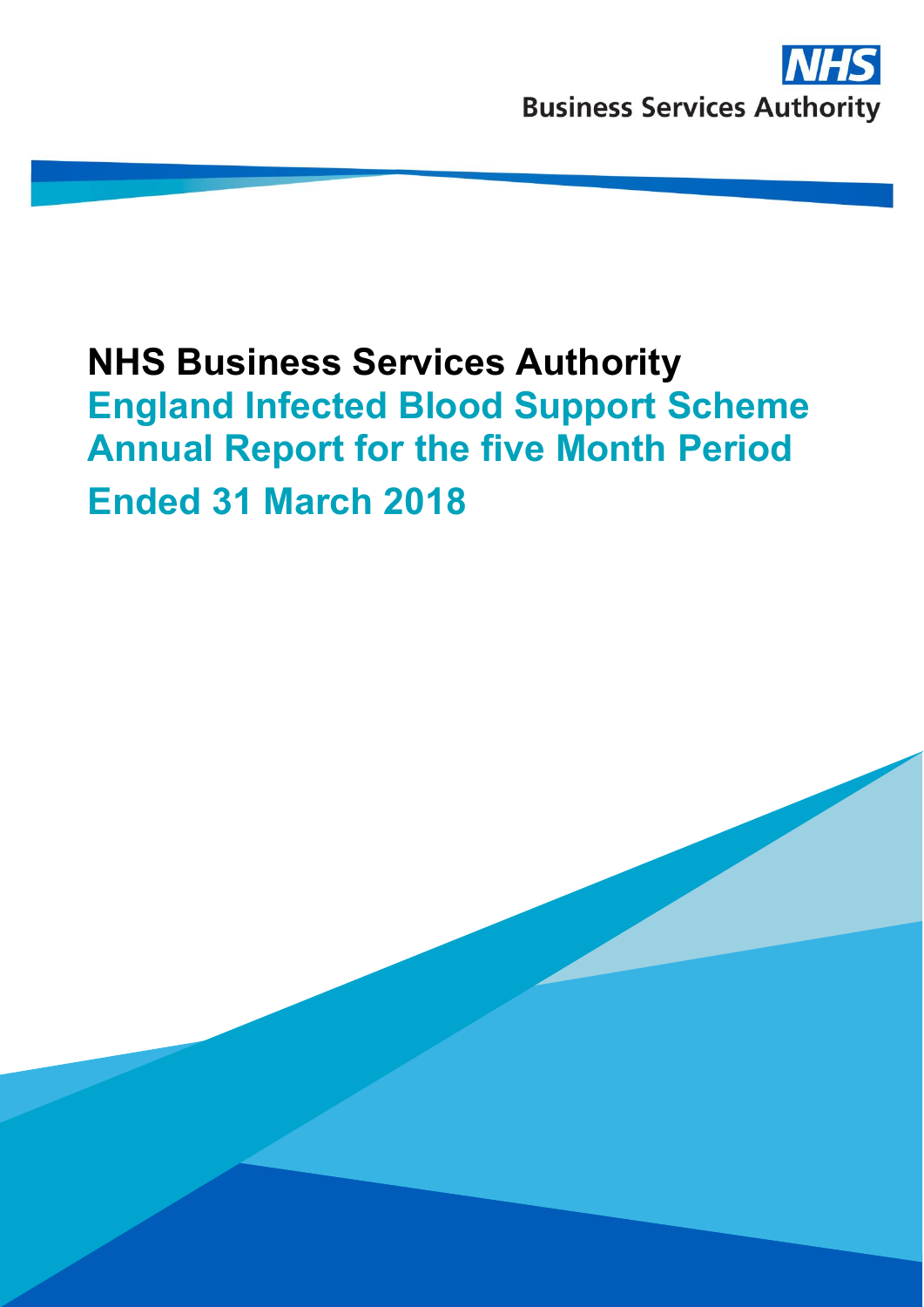NHS Business Services Authority

# NHS Business Services Authority

## England Infected Blood Support Scheme Annual Report for the five Month Period Ended 31 March 2018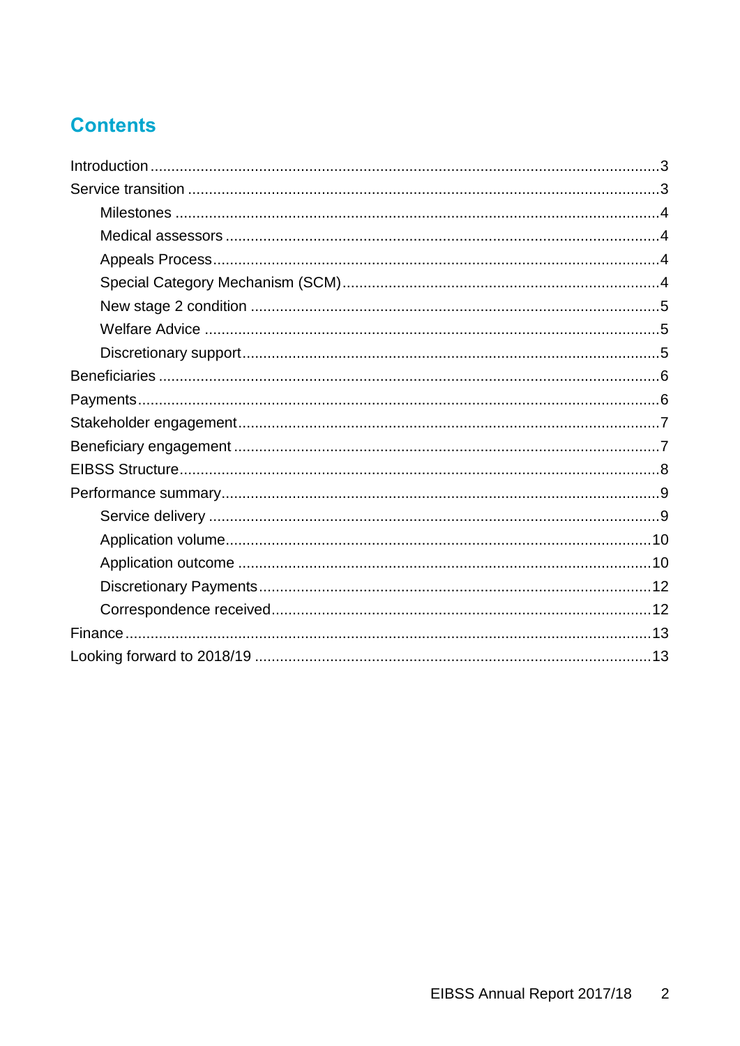# Contents

- Introduction ... 3
- Service transition ... 3
  - Milestones ... 4
  - Medical assessors ... 4
  - Appeals Process ... 4
  - Special Category Mechanism (SCM) ... 4
  - New stage 2 condition ... 5
  - Welfare Advice ... 5
  - Discretionary support ... 5
- Beneficiaries ... 6
- Payments ... 6
- Stakeholder engagement ... 7
- Beneficiary engagement ... 7
- EIBSS Structure ... 8
- Performance summary ... 9
  - Service delivery ... 9
  - Application volume ... 10
  - Application outcome ... 10
  - Discretionary Payments ... 12
  - Correspondence received ... 12
- Finance ... 13
- Looking forward to 2018/19 ... 13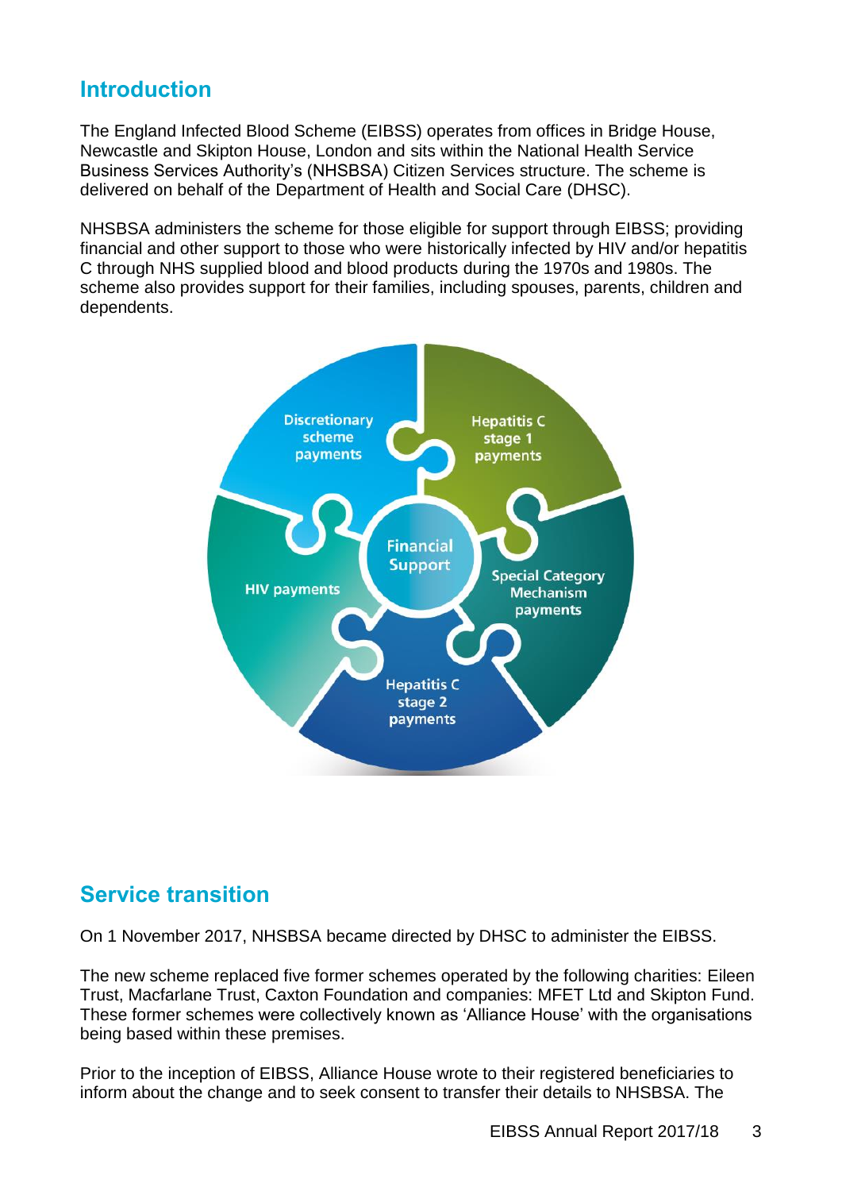## Introduction

The England Infected Blood Scheme (EIBSS) operates from offices in Bridge House, Newcastle and Skipton House, London and sits within the National Health Service Business Services Authority's (NHSBSA) Citizen Services structure. The scheme is delivered on behalf of the Department of Health and Social Care (DHSC).

NHSBSA administers the scheme for those eligible for support through EIBSS; providing financial and other support to those who were historically infected by HIV and/or hepatitis C through NHS supplied blood and blood products during the 1970s and 1980s. The scheme also provides support for their families, including spouses, parents, children and dependents.

Financial Support

- Discretionary scheme payments
- Hepatitis C stage 1 payments
- Special Category Mechanism payments
- Hepatitis C stage 2 payments
- HIV payments

## Service transition

On 1 November 2017, NHSBSA became directed by DHSC to administer the EIBSS.

The new scheme replaced five former schemes operated by the following charities: Eileen Trust, Macfarlane Trust, Caxton Foundation and companies: MFET Ltd and Skipton Fund. These former schemes were collectively known as 'Alliance House' with the organisations being based within these premises.

Prior to the inception of EIBSS, Alliance House wrote to their registered beneficiaries to inform about the change and to seek consent to transfer their details to NHSBSA. The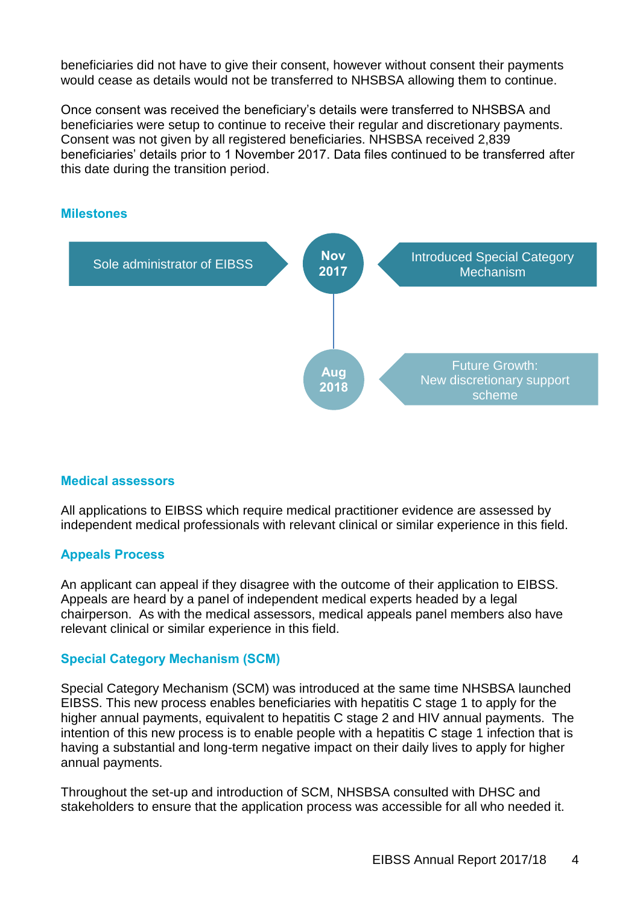beneficiaries did not have to give their consent, however without consent their payments would cease as details would not be transferred to NHSBSA allowing them to continue.

Once consent was received the beneficiary's details were transferred to NHSBSA and beneficiaries were setup to continue to receive their regular and discretionary payments. Consent was not given by all registered beneficiaries. NHSBSA received 2,839 beneficiaries' details prior to 1 November 2017. Data files continued to be transferred after this date during the transition period.

## Milestones

**Nov 2017**
- Sole administrator of EIBSS
- Introduced Special Category Mechanism

**Aug 2018**
- Future Growth: New discretionary support scheme

## Medical assessors

All applications to EIBSS which require medical practitioner evidence are assessed by independent medical professionals with relevant clinical or similar experience in this field.

## Appeals Process

An applicant can appeal if they disagree with the outcome of their application to EIBSS. Appeals are heard by a panel of independent medical experts headed by a legal chairperson. As with the medical assessors, medical appeals panel members also have relevant clinical or similar experience in this field.

## Special Category Mechanism (SCM)

Special Category Mechanism (SCM) was introduced at the same time NHSBSA launched EIBSS. This new process enables beneficiaries with hepatitis C stage 1 to apply for the higher annual payments, equivalent to hepatitis C stage 2 and HIV annual payments. The intention of this new process is to enable people with a hepatitis C stage 1 infection that is having a substantial and long-term negative impact on their daily lives to apply for higher annual payments.

Throughout the set-up and introduction of SCM, NHSBSA consulted with DHSC and stakeholders to ensure that the application process was accessible for all who needed it.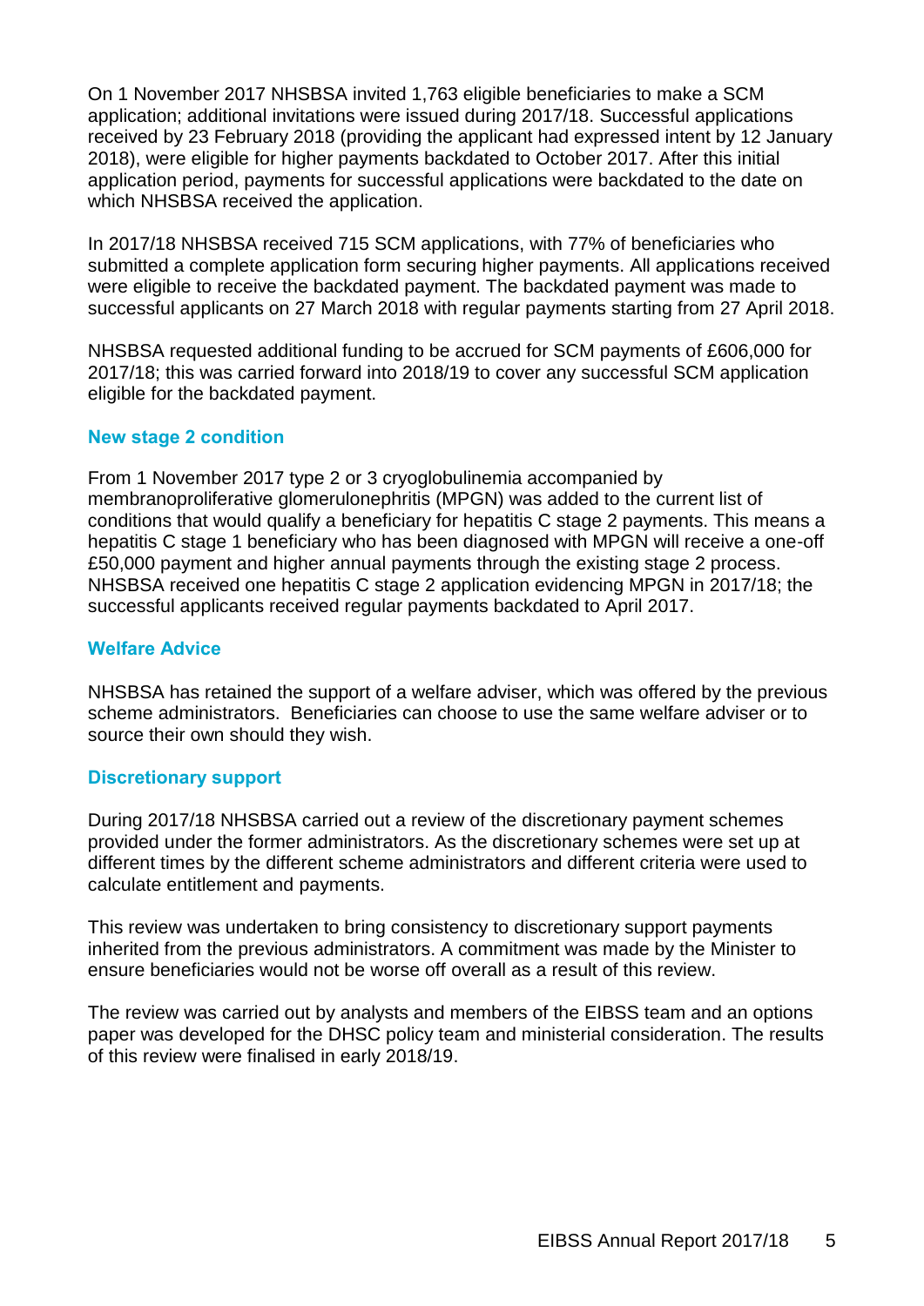On 1 November 2017 NHSBSA invited 1,763 eligible beneficiaries to make a SCM application; additional invitations were issued during 2017/18. Successful applications received by 23 February 2018 (providing the applicant had expressed intent by 12 January 2018), were eligible for higher payments backdated to October 2017. After this initial application period, payments for successful applications were backdated to the date on which NHSBSA received the application.

In 2017/18 NHSBSA received 715 SCM applications, with 77% of beneficiaries who submitted a complete application form securing higher payments. All applications received were eligible to receive the backdated payment. The backdated payment was made to successful applicants on 27 March 2018 with regular payments starting from 27 April 2018.

NHSBSA requested additional funding to be accrued for SCM payments of £606,000 for 2017/18; this was carried forward into 2018/19 to cover any successful SCM application eligible for the backdated payment.

### New stage 2 condition

From 1 November 2017 type 2 or 3 cryoglobulinemia accompanied by membranoproliferative glomerulonephritis (MPGN) was added to the current list of conditions that would qualify a beneficiary for hepatitis C stage 2 payments. This means a hepatitis C stage 1 beneficiary who has been diagnosed with MPGN will receive a one-off £50,000 payment and higher annual payments through the existing stage 2 process. NHSBSA received one hepatitis C stage 2 application evidencing MPGN in 2017/18; the successful applicants received regular payments backdated to April 2017.

### Welfare Advice

NHSBSA has retained the support of a welfare adviser, which was offered by the previous scheme administrators. Beneficiaries can choose to use the same welfare adviser or to source their own should they wish.

### Discretionary support

During 2017/18 NHSBSA carried out a review of the discretionary payment schemes provided under the former administrators. As the discretionary schemes were set up at different times by the different scheme administrators and different criteria were used to calculate entitlement and payments.

This review was undertaken to bring consistency to discretionary support payments inherited from the previous administrators. A commitment was made by the Minister to ensure beneficiaries would not be worse off overall as a result of this review.

The review was carried out by analysts and members of the EIBSS team and an options paper was developed for the DHSC policy team and ministerial consideration. The results of this review were finalised in early 2018/19.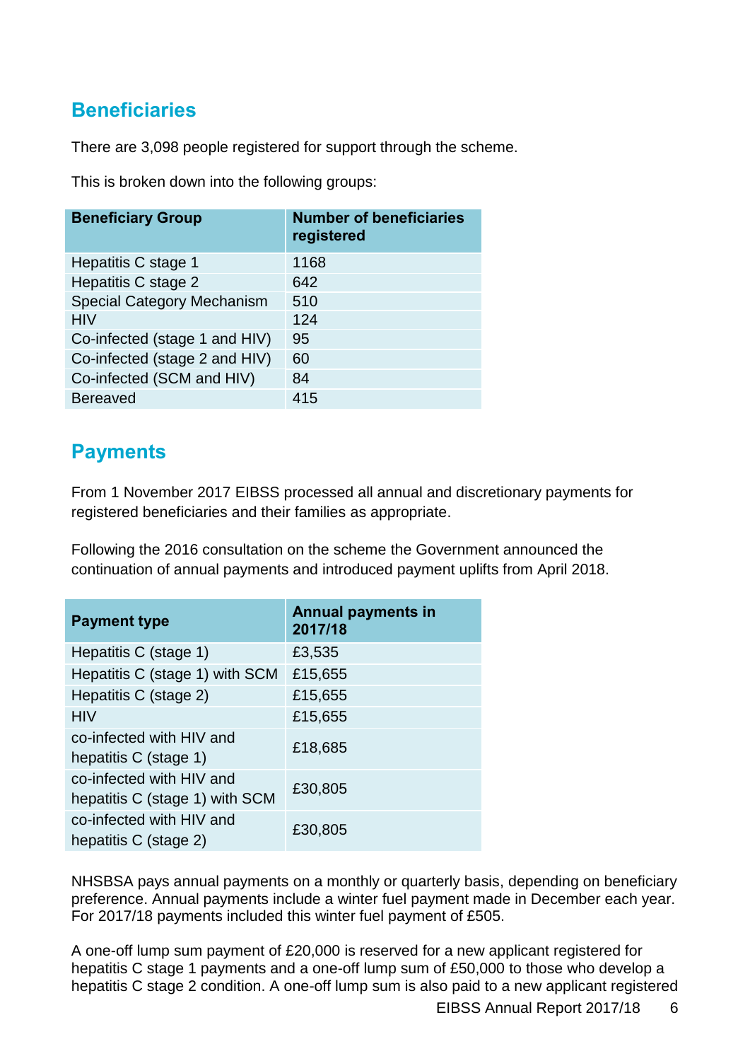## Beneficiaries

There are 3,098 people registered for support through the scheme.

This is broken down into the following groups:

| Beneficiary Group | Number of beneficiaries registered |
|---|---|
| Hepatitis C stage 1 | 1168 |
| Hepatitis C stage 2 | 642 |
| Special Category Mechanism | 510 |
| HIV | 124 |
| Co-infected (stage 1 and HIV) | 95 |
| Co-infected (stage 2 and HIV) | 60 |
| Co-infected (SCM and HIV) | 84 |
| Bereaved | 415 |

## Payments

From 1 November 2017 EIBSS processed all annual and discretionary payments for registered beneficiaries and their families as appropriate.

Following the 2016 consultation on the scheme the Government announced the continuation of annual payments and introduced payment uplifts from April 2018.

| Payment type | Annual payments in 2017/18 |
|---|---|
| Hepatitis C (stage 1) | £3,535 |
| Hepatitis C (stage 1) with SCM | £15,655 |
| Hepatitis C (stage 2) | £15,655 |
| HIV | £15,655 |
| co-infected with HIV and hepatitis C (stage 1) | £18,685 |
| co-infected with HIV and hepatitis C (stage 1) with SCM | £30,805 |
| co-infected with HIV and hepatitis C (stage 2) | £30,805 |

NHSBSA pays annual payments on a monthly or quarterly basis, depending on beneficiary preference. Annual payments include a winter fuel payment made in December each year. For 2017/18 payments included this winter fuel payment of £505.

A one-off lump sum payment of £20,000 is reserved for a new applicant registered for hepatitis C stage 1 payments and a one-off lump sum of £50,000 to those who develop a hepatitis C stage 2 condition. A one-off lump sum is also paid to a new applicant registered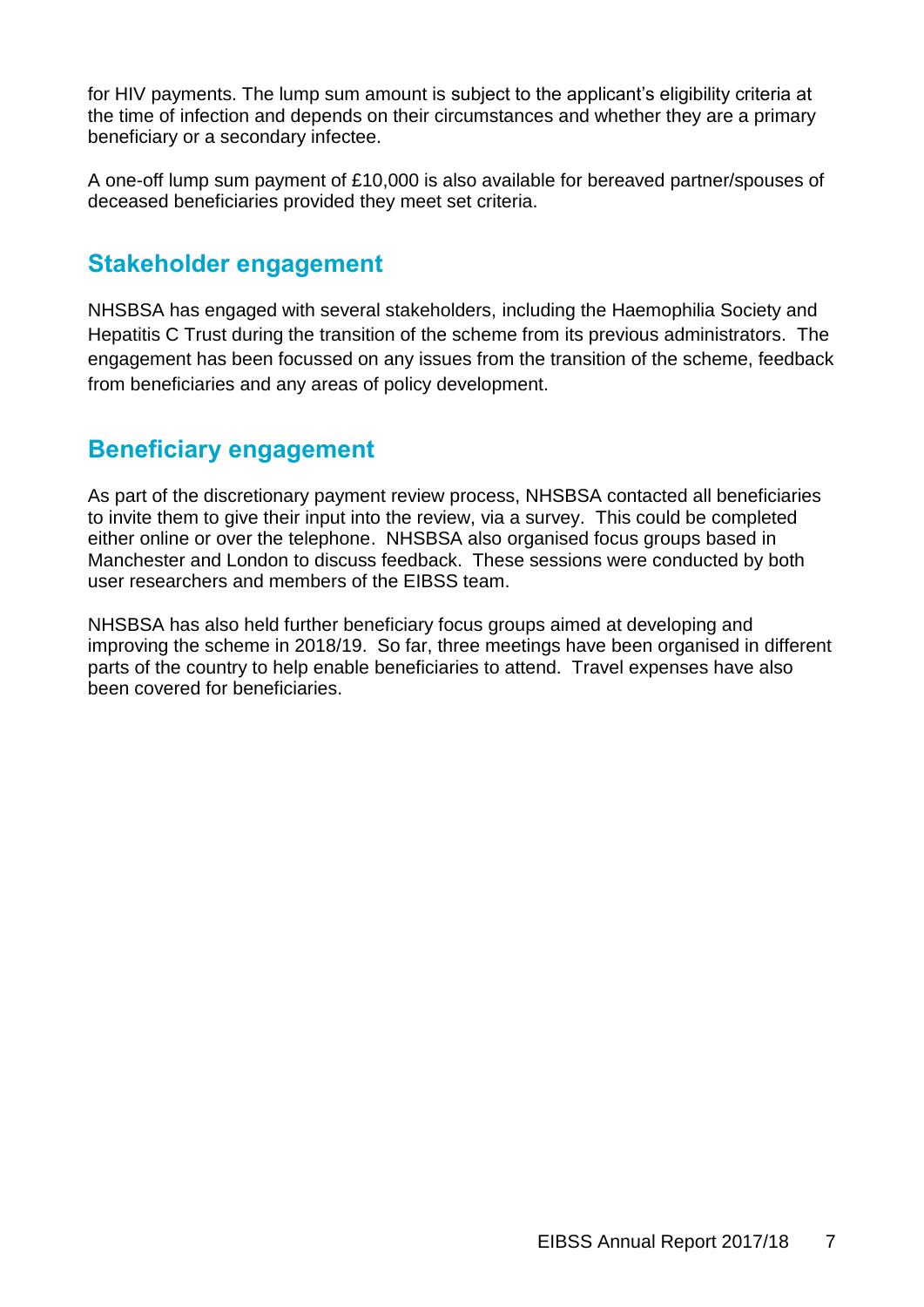for HIV payments. The lump sum amount is subject to the applicant's eligibility criteria at the time of infection and depends on their circumstances and whether they are a primary beneficiary or a secondary infectee.

A one-off lump sum payment of £10,000 is also available for bereaved partner/spouses of deceased beneficiaries provided they meet set criteria.

## Stakeholder engagement

NHSBSA has engaged with several stakeholders, including the Haemophilia Society and Hepatitis C Trust during the transition of the scheme from its previous administrators. The engagement has been focussed on any issues from the transition of the scheme, feedback from beneficiaries and any areas of policy development.

## Beneficiary engagement

As part of the discretionary payment review process, NHSBSA contacted all beneficiaries to invite them to give their input into the review, via a survey. This could be completed either online or over the telephone. NHSBSA also organised focus groups based in Manchester and London to discuss feedback. These sessions were conducted by both user researchers and members of the EIBSS team.

NHSBSA has also held further beneficiary focus groups aimed at developing and improving the scheme in 2018/19. So far, three meetings have been organised in different parts of the country to help enable beneficiaries to attend. Travel expenses have also been covered for beneficiaries.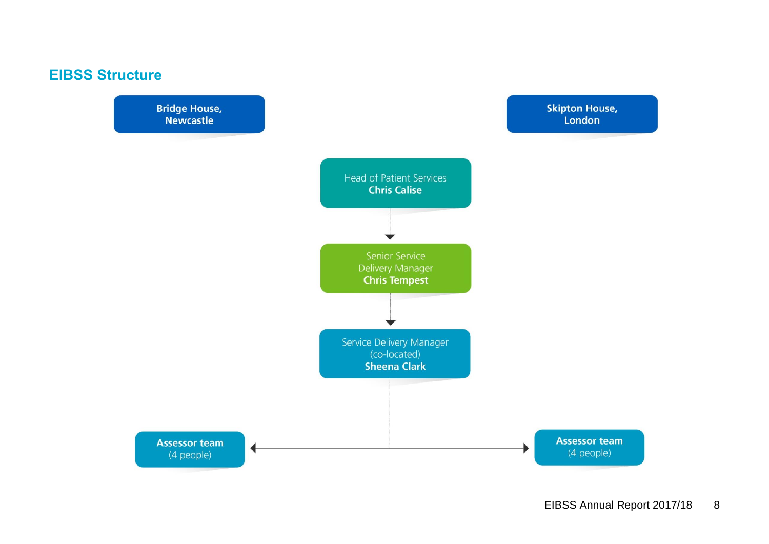## EIBSS Structure

**Bridge House, Newcastle**

**Skipton House, London**

Head of Patient Services
**Chris Calise**

Senior Service Delivery Manager
**Chris Tempest**

Service Delivery Manager (co-located)
**Sheena Clark**

**Assessor team**
(4 people)

**Assessor team**
(4 people)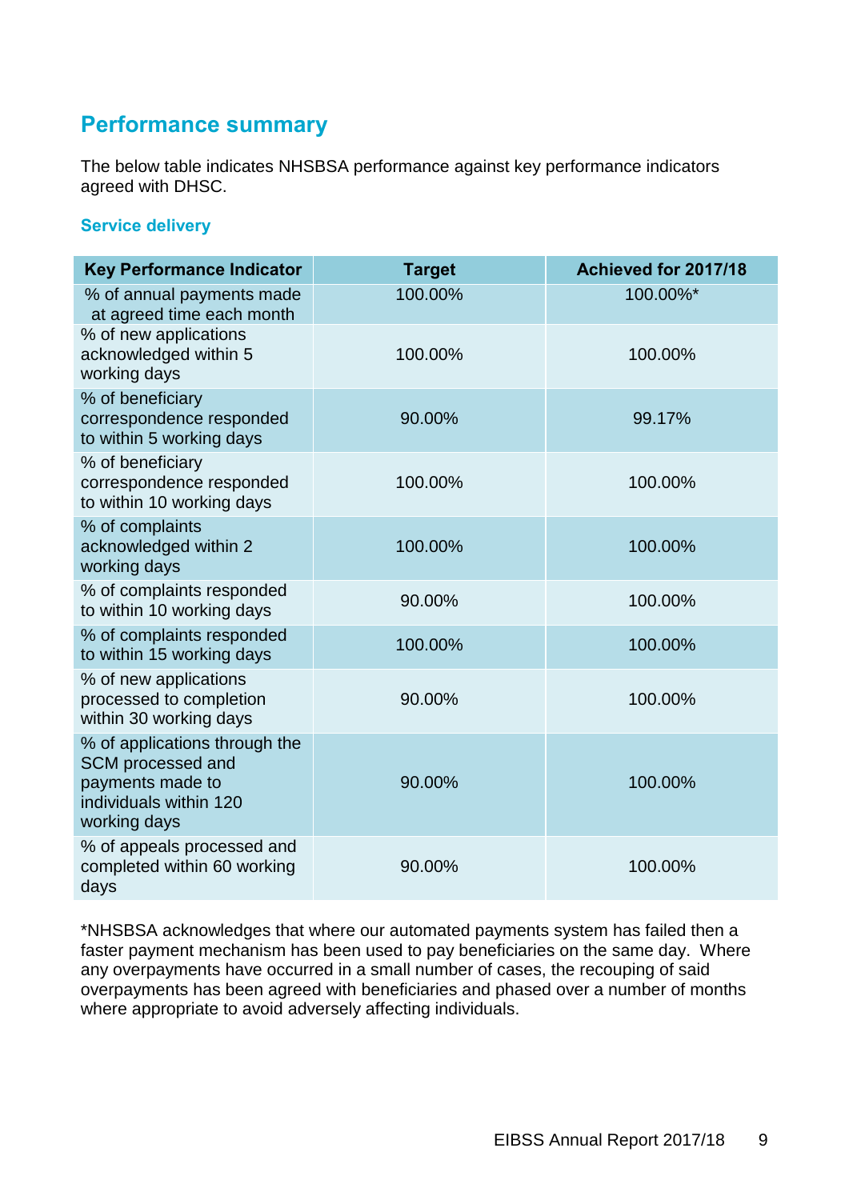## Performance summary

The below table indicates NHSBSA performance against key performance indicators agreed with DHSC.

### Service delivery

| Key Performance Indicator | Target | Achieved for 2017/18 |
| --- | --- | --- |
| % of annual payments made at agreed time each month | 100.00% | 100.00%* |
| % of new applications acknowledged within 5 working days | 100.00% | 100.00% |
| % of beneficiary correspondence responded to within 5 working days | 90.00% | 99.17% |
| % of beneficiary correspondence responded to within 10 working days | 100.00% | 100.00% |
| % of complaints acknowledged within 2 working days | 100.00% | 100.00% |
| % of complaints responded to within 10 working days | 90.00% | 100.00% |
| % of complaints responded to within 15 working days | 100.00% | 100.00% |
| % of new applications processed to completion within 30 working days | 90.00% | 100.00% |
| % of applications through the SCM processed and payments made to individuals within 120 working days | 90.00% | 100.00% |
| % of appeals processed and completed within 60 working days | 90.00% | 100.00% |

*NHSBSA acknowledges that where our automated payments system has failed then a faster payment mechanism has been used to pay beneficiaries on the same day. Where any overpayments have occurred in a small number of cases, the recouping of said overpayments has been agreed with beneficiaries and phased over a number of months where appropriate to avoid adversely affecting individuals.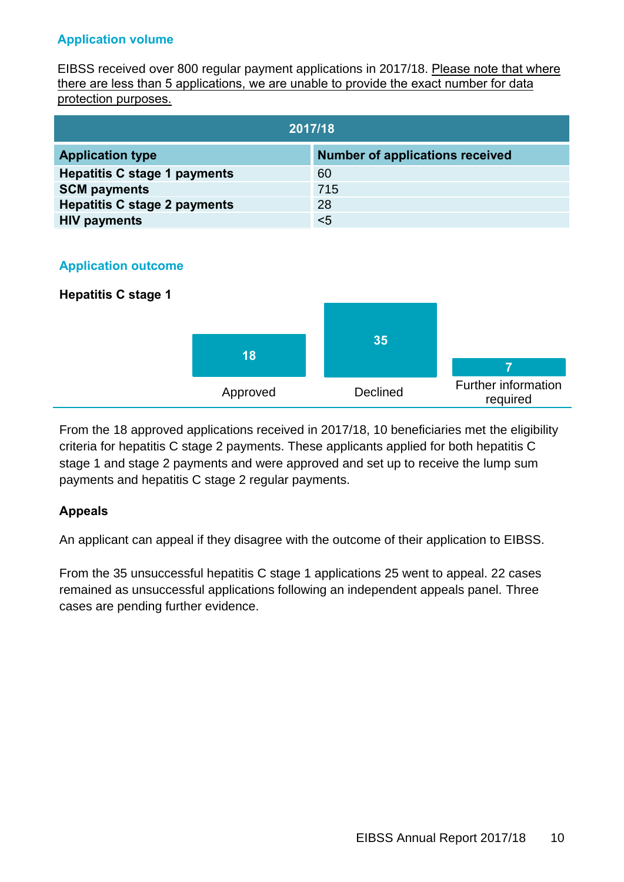## Application volume

EIBSS received over 800 regular payment applications in 2017/18. Please note that where there are less than 5 applications, we are unable to provide the exact number for data protection purposes.

| 2017/18 | |
|---|---|
| **Application type** | **Number of applications received** |
| **Hepatitis C stage 1 payments** | 60 |
| **SCM payments** | 715 |
| **Hepatitis C stage 2 payments** | 28 |
| **HIV payments** | <5 |

## Application outcome

**Hepatitis C stage 1**

| Outcome | Number |
|---|---|
| Approved | 18 |
| Declined | 35 |
| Further information required | 7 |

From the 18 approved applications received in 2017/18, 10 beneficiaries met the eligibility criteria for hepatitis C stage 2 payments. These applicants applied for both hepatitis C stage 1 and stage 2 payments and were approved and set up to receive the lump sum payments and hepatitis C stage 2 regular payments.

### Appeals

An applicant can appeal if they disagree with the outcome of their application to EIBSS.

From the 35 unsuccessful hepatitis C stage 1 applications 25 went to appeal. 22 cases remained as unsuccessful applications following an independent appeals panel. Three cases are pending further evidence.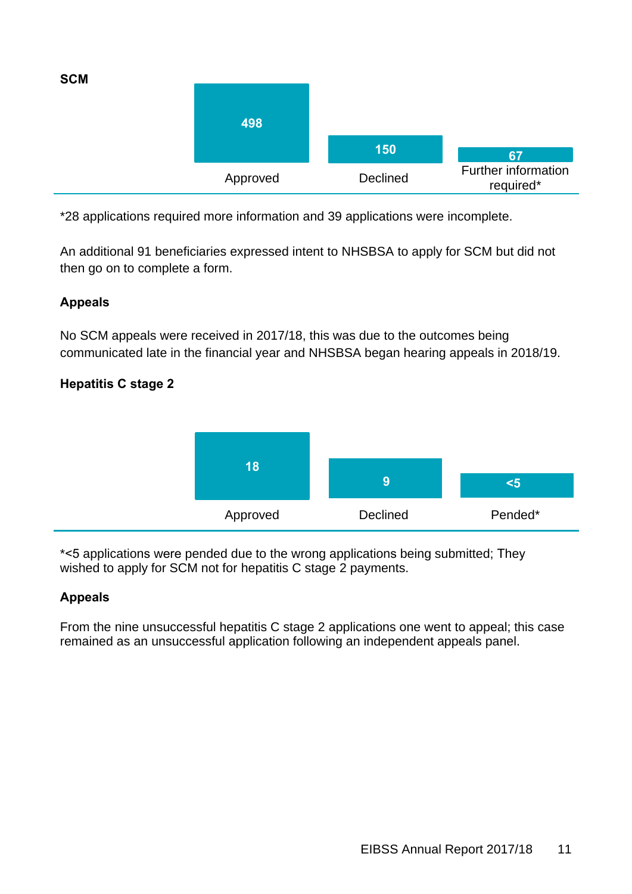**SCM**

| Approved | Declined | Further information required* |
|---|---|---|
| 498 | 150 | 67 |

*28 applications required more information and 39 applications were incomplete.

An additional 91 beneficiaries expressed intent to NHSBSA to apply for SCM but did not then go on to complete a form.

**Appeals**

No SCM appeals were received in 2017/18, this was due to the outcomes being communicated late in the financial year and NHSBSA began hearing appeals in 2018/19.

**Hepatitis C stage 2**

| Approved | Declined | Pended* |
|---|---|---|
| 18 | 9 | <5 |

*<5 applications were pended due to the wrong applications being submitted; They wished to apply for SCM not for hepatitis C stage 2 payments.

**Appeals**

From the nine unsuccessful hepatitis C stage 2 applications one went to appeal; this case remained as an unsuccessful application following an independent appeals panel.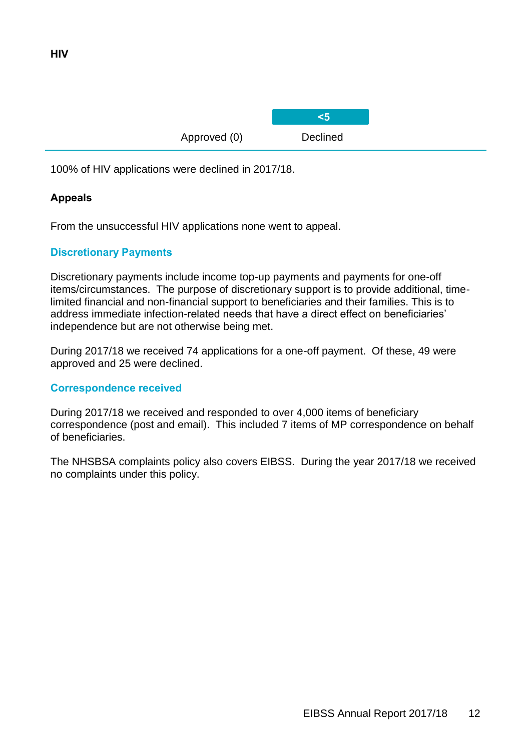**HIV**

| Approved (0) | Declined |
|---|---|
| | <5 |

100% of HIV applications were declined in 2017/18.

**Appeals**

From the unsuccessful HIV applications none went to appeal.

### Discretionary Payments

Discretionary payments include income top-up payments and payments for one-off items/circumstances. The purpose of discretionary support is to provide additional, time-limited financial and non-financial support to beneficiaries and their families. This is to address immediate infection-related needs that have a direct effect on beneficiaries' independence but are not otherwise being met.

During 2017/18 we received 74 applications for a one-off payment. Of these, 49 were approved and 25 were declined.

### Correspondence received

During 2017/18 we received and responded to over 4,000 items of beneficiary correspondence (post and email). This included 7 items of MP correspondence on behalf of beneficiaries.

The NHSBSA complaints policy also covers EIBSS. During the year 2017/18 we received no complaints under this policy.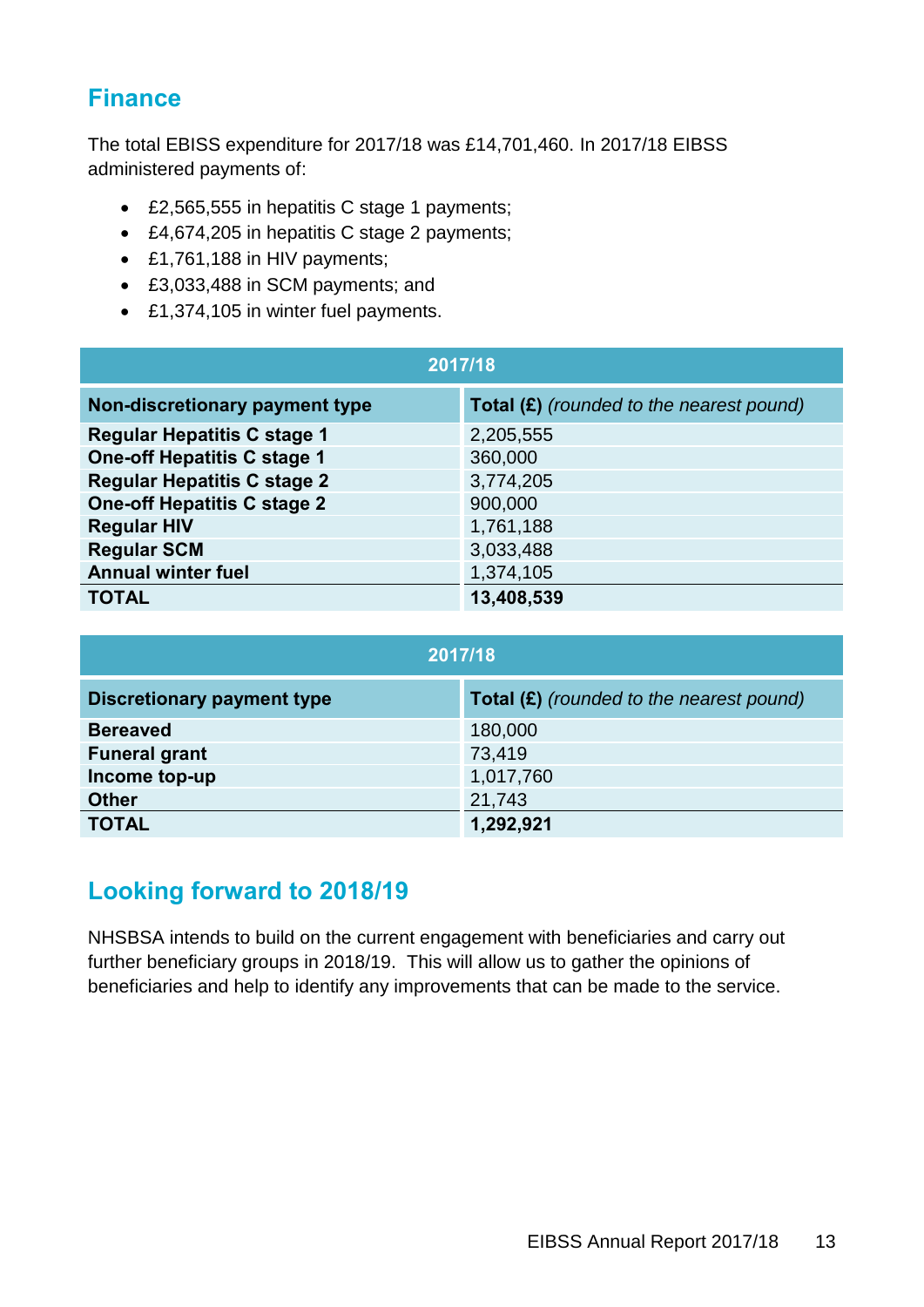## Finance

The total EBISS expenditure for 2017/18 was £14,701,460. In 2017/18 EIBSS administered payments of:

- £2,565,555 in hepatitis C stage 1 payments;
- £4,674,205 in hepatitis C stage 2 payments;
- £1,761,188 in HIV payments;
- £3,033,488 in SCM payments; and
- £1,374,105 in winter fuel payments.

| 2017/18 | |
|---|---|
| **Non-discretionary payment type** | **Total (£)** *(rounded to the nearest pound)* |
| **Regular Hepatitis C stage 1** | 2,205,555 |
| **One-off Hepatitis C stage 1** | 360,000 |
| **Regular Hepatitis C stage 2** | 3,774,205 |
| **One-off Hepatitis C stage 2** | 900,000 |
| **Regular HIV** | 1,761,188 |
| **Regular SCM** | 3,033,488 |
| **Annual winter fuel** | 1,374,105 |
| **TOTAL** | **13,408,539** |

| 2017/18 | |
|---|---|
| **Discretionary payment type** | **Total (£)** *(rounded to the nearest pound)* |
| **Bereaved** | 180,000 |
| **Funeral grant** | 73,419 |
| **Income top-up** | 1,017,760 |
| **Other** | 21,743 |
| **TOTAL** | **1,292,921** |

## Looking forward to 2018/19

NHSBSA intends to build on the current engagement with beneficiaries and carry out further beneficiary groups in 2018/19. This will allow us to gather the opinions of beneficiaries and help to identify any improvements that can be made to the service.